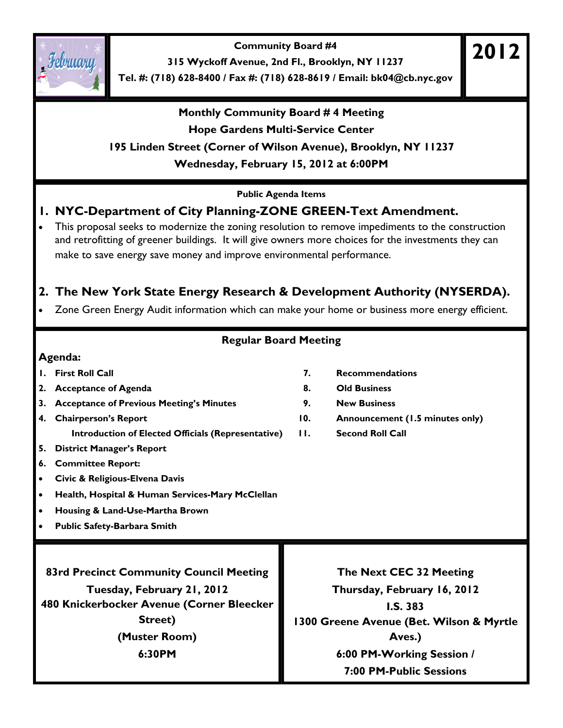**Community Board #4**

**315 Wyckoff Avenue, 2nd Fl., Brooklyn, NY 11237**

**Tel. #: (718) 628-8400 / Fax #: (718) 628-8619 / Email: bk04@cb.nyc.gov**

# 2012

**Monthly Community Board # 4 Meeting**

**Hope Gardens Multi-Service Center**

**195 Linden Street (Corner of Wilson Avenue), Brooklyn, NY 11237**

**Wednesday, February 15, 2012 at 6:00PM**

**Public Agenda Items**

## 1. NYC-Department of City Planning-ZONE GREEN-Text Amendment.

- This proposal seeks to modernize the zoning resolution to remove impediments to the construction and retrofitting of greener buildings. It will give owners more choices for the investments they can make to save energy save money and improve environmental performance.

## 2. The New York State Energy Research & Development Authority (NYSERDA).

- Zone Green Energy Audit information which can make your home or business more energy efficient.

**Regular Board Meeting**

**Agenda:**

1. **First Roll Call**
2. **Acceptance of Agenda**
3. **Acceptance of Previous Meeting's Minutes**
4. **Chairperson's Report**
   **Introduction of Elected Officials (Representative)**
5. **District Manager's Report**
6. **Committee Report:**
   - **Civic & Religious-Elvena Davis**
   - **Health, Hospital & Human Services-Mary McClellan**
   - **Housing & Land-Use-Martha Brown**
   - **Public Safety-Barbara Smith**
7. **Recommendations**
8. **Old Business**
9. **New Business**
10. **Announcement (1.5 minutes only)**
11. **Second Roll Call**

**83rd Precinct Community Council Meeting**

**Tuesday, February 21, 2012**

**480 Knickerbocker Avenue (Corner Bleecker Street)**

**(Muster Room)**

**6:30PM**

**The Next CEC 32 Meeting**

**Thursday, February 16, 2012**

**I.S. 383**

**1300 Greene Avenue (Bet. Wilson & Myrtle Aves.)**

**6:00 PM-Working Session /**

**7:00 PM-Public Sessions**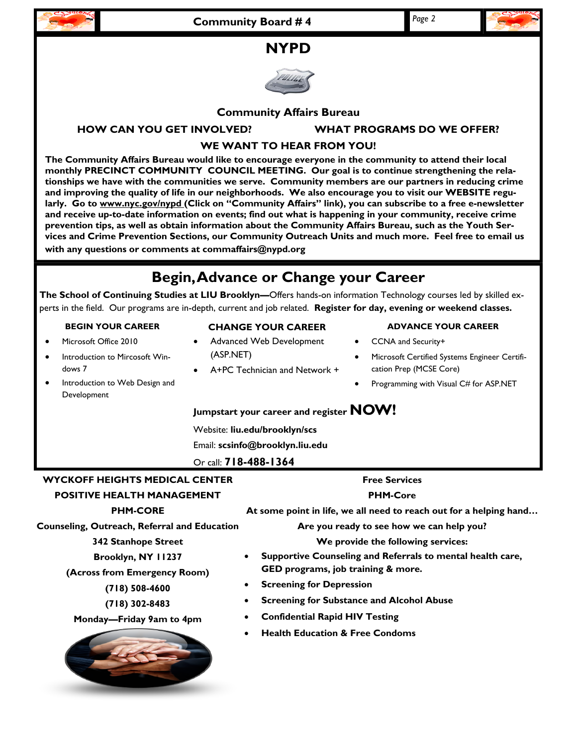# NYPD

### Community Affairs Bureau

**HOW CAN YOU GET INVOLVED?**

**WHAT PROGRAMS DO WE OFFER?**

**WE WANT TO HEAR FROM YOU!**

**The Community Affairs Bureau would like to encourage everyone in the community to attend their local monthly PRECINCT COMMUNITY COUNCIL MEETING. Our goal is to continue strengthening the relationships we have with the communities we serve. Community members are our partners in reducing crime and improving the quality of life in our neighborhoods. We also encourage you to visit our WEBSITE regularly. Go to www.nyc.gov/nypd (Click on "Community Affairs" link), you can subscribe to a free e-newsletter and receive up-to-date information on events; find out what is happening in your community, receive crime prevention tips, as well as obtain information about the Community Affairs Bureau, such as the Youth Services and Crime Prevention Sections, our Community Outreach Units and much more. Feel free to email us with any questions or comments at commaffairs@nypd.org**

## Begin, Advance or Change your Career

**The School of Continuing Studies at LIU Brooklyn—**Offers hands-on information Technology courses led by skilled experts in the field. Our programs are in-depth, current and job related. **Register for day, evening or weekend classes.**

**BEGIN YOUR CAREER**

- Microsoft Office 2010
- Introduction to Mircosoft Windows 7
- Introduction to Web Design and Development

**CHANGE YOUR CAREER**

- Advanced Web Development (ASP.NET)
- A+PC Technician and Network +

**ADVANCE YOUR CAREER**

- CCNA and Security+
- Microsoft Certified Systems Engineer Certification Prep (MCSE Core)
- Programming with Visual C# for ASP.NET

**Jumpstart your career and register NOW!**

Website: **liu.edu/brooklyn/scs**

Email: **scsinfo@brooklyn.liu.edu**

Or call: **718-488-1364**

**WYCKOFF HEIGHTS MEDICAL CENTER**

**POSITIVE HEALTH MANAGEMENT**

**PHM-CORE**

**Counseling, Outreach, Referral and Education**

**342 Stanhope Street**

**Brooklyn, NY 11237**

**(Across from Emergency Room)**

**(718) 508-4600**

**(718) 302-8483**

**Monday—Friday 9am to 4pm**

**Free Services**

**PHM-Core**

**At some point in life, we all need to reach out for a helping hand…**

**Are you ready to see how we can help you?**

**We provide the following services:**

- **Supportive Counseling and Referrals to mental health care, GED programs, job training & more.**
- **Screening for Depression**
- **Screening for Substance and Alcohol Abuse**
- **Confidential Rapid HIV Testing**
- **Health Education & Free Condoms**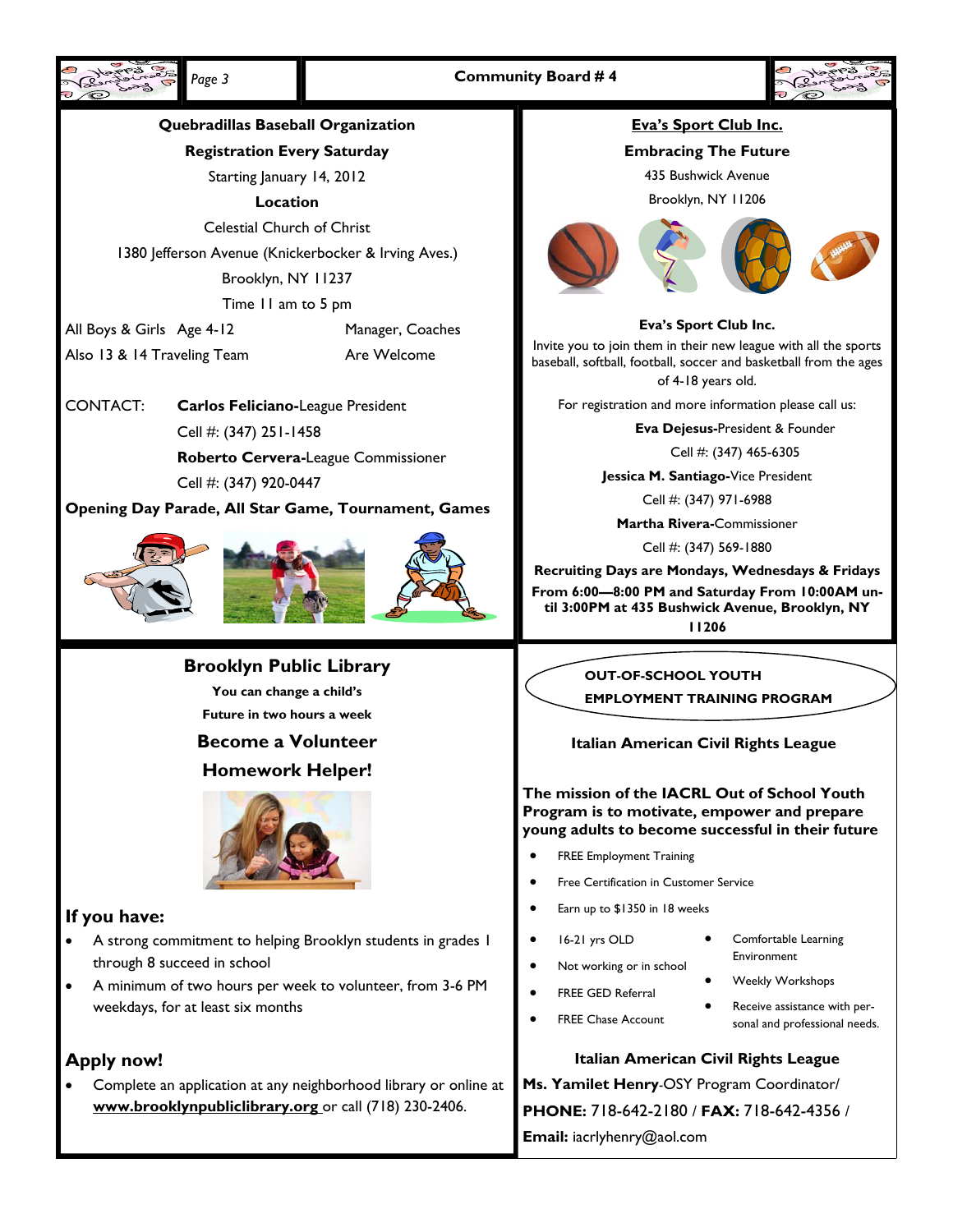## Quebradillas Baseball Organization

**Registration Every Saturday**

Starting January 14, 2012

**Location**

Celestial Church of Christ

1380 Jefferson Avenue (Knickerbocker & Irving Aves.)

Brooklyn, NY 11237

Time 11 am to 5 pm

All Boys & Girls Age 4-12

Also 13 & 14 Traveling Team

Manager, Coaches Are Welcome

CONTACT: **Carlos Feliciano-**League President
Cell #: (347) 251-1458
**Roberto Cervera-**League Commissioner
Cell #: (347) 920-0447

**Opening Day Parade, All Star Game, Tournament, Games**

## Eva's Sport Club Inc.

**Embracing The Future**

435 Bushwick Avenue

Brooklyn, NY 11206

**Eva's Sport Club Inc.**

Invite you to join them in their new league with all the sports baseball, softball, football, soccer and basketball from the ages of 4-18 years old.

For registration and more information please call us:

**Eva Dejesus-**President & Founder
Cell #: (347) 465-6305

**Jessica M. Santiago-**Vice President
Cell #: (347) 971-6988

**Martha Rivera-**Commissioner
Cell #: (347) 569-1880

**Recruiting Days are Mondays, Wednesdays & Fridays From 6:00—8:00 PM and Saturday From 10:00AM until 3:00PM at 435 Bushwick Avenue, Brooklyn, NY 11206**

## Brooklyn Public Library

**You can change a child's Future in two hours a week**

### Become a Volunteer Homework Helper!

### If you have:

- A strong commitment to helping Brooklyn students in grades 1 through 8 succeed in school
- A minimum of two hours per week to volunteer, from 3-6 PM weekdays, for at least six months

### Apply now!

- Complete an application at any neighborhood library or online at **www.brooklynpubliclibrary.org** or call (718) 230-2406.

## OUT-OF-SCHOOL YOUTH EMPLOYMENT TRAINING PROGRAM

**Italian American Civil Rights League**

**The mission of the IACRL Out of School Youth Program is to motivate, empower and prepare young adults to become successful in their future**

- FREE Employment Training
- Free Certification in Customer Service
- Earn up to $1350 in 18 weeks
- 16-21 yrs OLD
- Not working or in school
- FREE GED Referral
- FREE Chase Account
- Comfortable Learning Environment
- Weekly Workshops
- Receive assistance with personal and professional needs.

**Italian American Civil Rights League**

**Ms. Yamilet Henry**-OSY Program Coordinator/

**PHONE:** 718-642-2180 / **FAX:** 718-642-4356 /

**Email:** iacrlyhenry@aol.com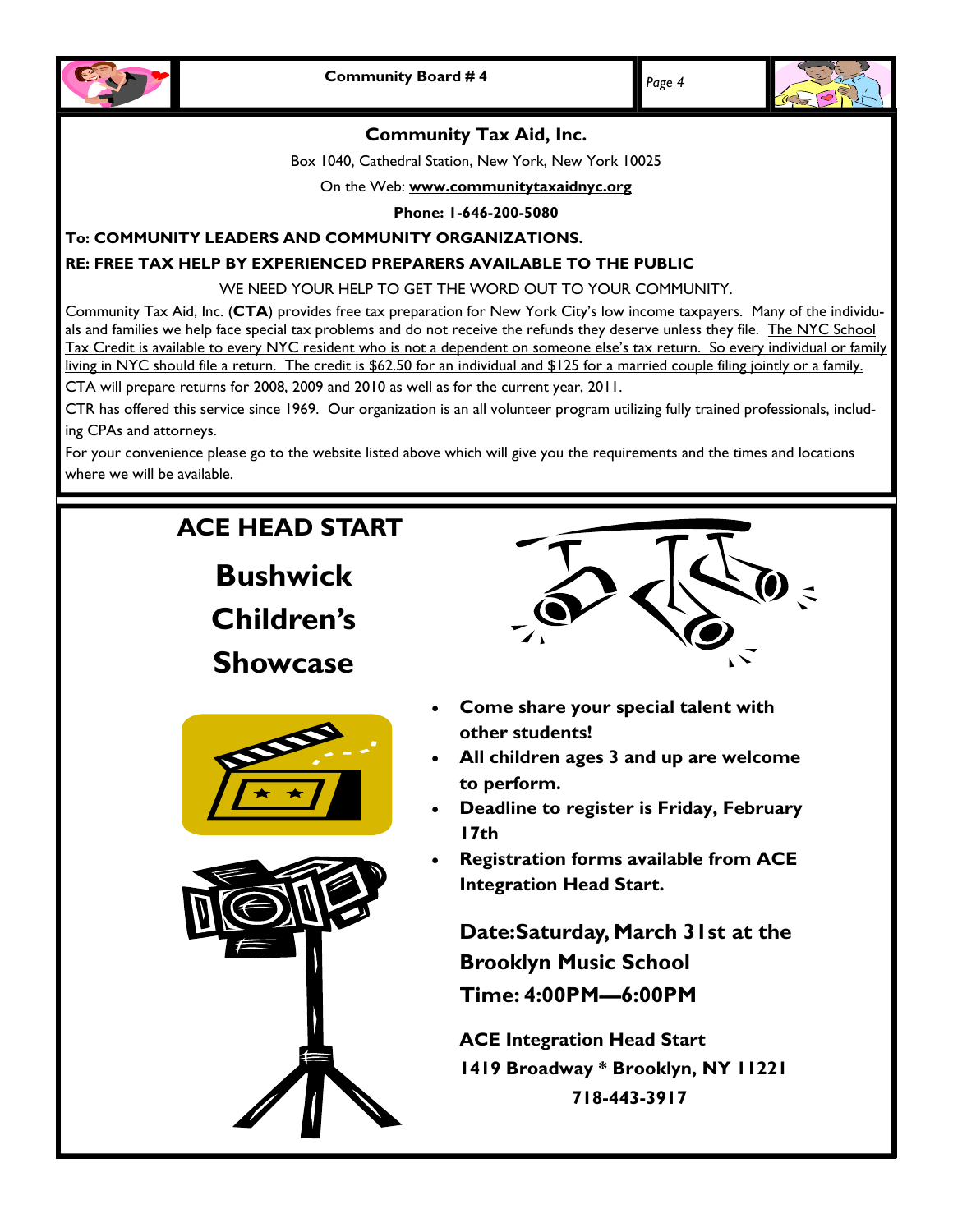## Community Tax Aid, Inc.

Box 1040, Cathedral Station, New York, New York 10025

On the Web: **www.communitytaxaidnyc.org**

**Phone: 1-646-200-5080**

**To: COMMUNITY LEADERS AND COMMUNITY ORGANIZATIONS.**

**RE: FREE TAX HELP BY EXPERIENCED PREPARERS AVAILABLE TO THE PUBLIC**

WE NEED YOUR HELP TO GET THE WORD OUT TO YOUR COMMUNITY.

Community Tax Aid, Inc. (**CTA**) provides free tax preparation for New York City's low income taxpayers. Many of the individuals and families we help face special tax problems and do not receive the refunds they deserve unless they file. The NYC School Tax Credit is available to every NYC resident who is not a dependent on someone else's tax return. So every individual or family living in NYC should file a return. The credit is $62.50 for an individual and $125 for a married couple filing jointly or a family.

CTA will prepare returns for 2008, 2009 and 2010 as well as for the current year, 2011.

CTR has offered this service since 1969. Our organization is an all volunteer program utilizing fully trained professionals, including CPAs and attorneys.

For your convenience please go to the website listed above which will give you the requirements and the times and locations where we will be available.

## ACE HEAD START

# Bushwick Children's Showcase

- **Come share your special talent with other students!**
- **All children ages 3 and up are welcome to perform.**
- **Deadline to register is Friday, February 17th**
- **Registration forms available from ACE Integration Head Start.**

**Date:Saturday, March 31st at the Brooklyn Music School**

**Time: 4:00PM—6:00PM**

**ACE Integration Head Start**
**1419 Broadway * Brooklyn, NY 11221**
**718-443-3917**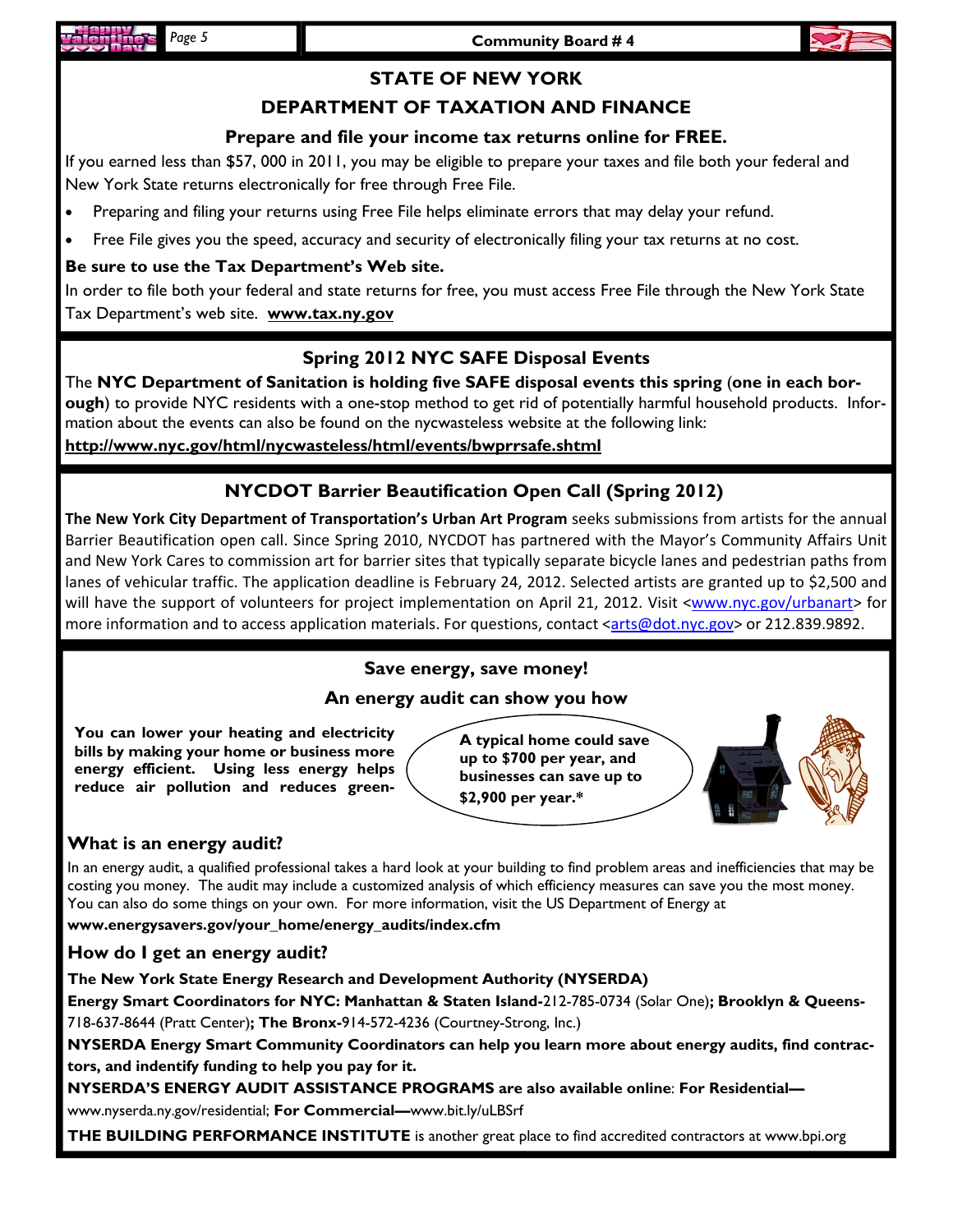## STATE OF NEW YORK

## DEPARTMENT OF TAXATION AND FINANCE

### Prepare and file your income tax returns online for FREE.

If you earned less than $57, 000 in 2011, you may be eligible to prepare your taxes and file both your federal and New York State returns electronically for free through Free File.

- Preparing and filing your returns using Free File helps eliminate errors that may delay your refund.
- Free File gives you the speed, accuracy and security of electronically filing your tax returns at no cost.

**Be sure to use the Tax Department's Web site.**

In order to file both your federal and state returns for free, you must access Free File through the New York State Tax Department's web site. **www.tax.ny.gov**

## Spring 2012 NYC SAFE Disposal Events

The **NYC Department of Sanitation is holding five SAFE disposal events this spring** (**one in each borough**) to provide NYC residents with a one-stop method to get rid of potentially harmful household products. Information about the events can also be found on the nycwasteless website at the following link:

**http://www.nyc.gov/html/nycwasteless/html/events/bwprrsafe.shtml**

## NYCDOT Barrier Beautification Open Call (Spring 2012)

**The New York City Department of Transportation's Urban Art Program** seeks submissions from artists for the annual Barrier Beautification open call. Since Spring 2010, NYCDOT has partnered with the Mayor's Community Affairs Unit and New York Cares to commission art for barrier sites that typically separate bicycle lanes and pedestrian paths from lanes of vehicular traffic. The application deadline is February 24, 2012. Selected artists are granted up to $2,500 and will have the support of volunteers for project implementation on April 21, 2012. Visit <www.nyc.gov/urbanart> for more information and to access application materials. For questions, contact <arts@dot.nyc.gov> or 212.839.9892.

## Save energy, save money!

### An energy audit can show you how

**You can lower your heating and electricity bills by making your home or business more energy efficient. Using less energy helps reduce air pollution and reduces green-**

**A typical home could save up to $700 per year, and businesses can save up to $2,900 per year.***

### What is an energy audit?

In an energy audit, a qualified professional takes a hard look at your building to find problem areas and inefficiencies that may be costing you money. The audit may include a customized analysis of which efficiency measures can save you the most money. You can also do some things on your own. For more information, visit the US Department of Energy at **www.energysavers.gov/your_home/energy_audits/index.cfm**

### How do I get an energy audit?

**The New York State Energy Research and Development Authority (NYSERDA)**

**Energy Smart Coordinators for NYC: Manhattan & Staten Island-**212-785-0734 (Solar One)**; Brooklyn & Queens-**718-637-8644 (Pratt Center)**; The Bronx-**914-572-4236 (Courtney-Strong, Inc.)

**NYSERDA Energy Smart Community Coordinators can help you learn more about energy audits, find contractors, and indentify funding to help you pay for it.**

**NYSERDA'S ENERGY AUDIT ASSISTANCE PROGRAMS are also available online**: **For Residential—**www.nyserda.ny.gov/residential; **For Commercial—**www.bit.ly/uLBSrf

**THE BUILDING PERFORMANCE INSTITUTE** is another great place to find accredited contractors at www.bpi.org